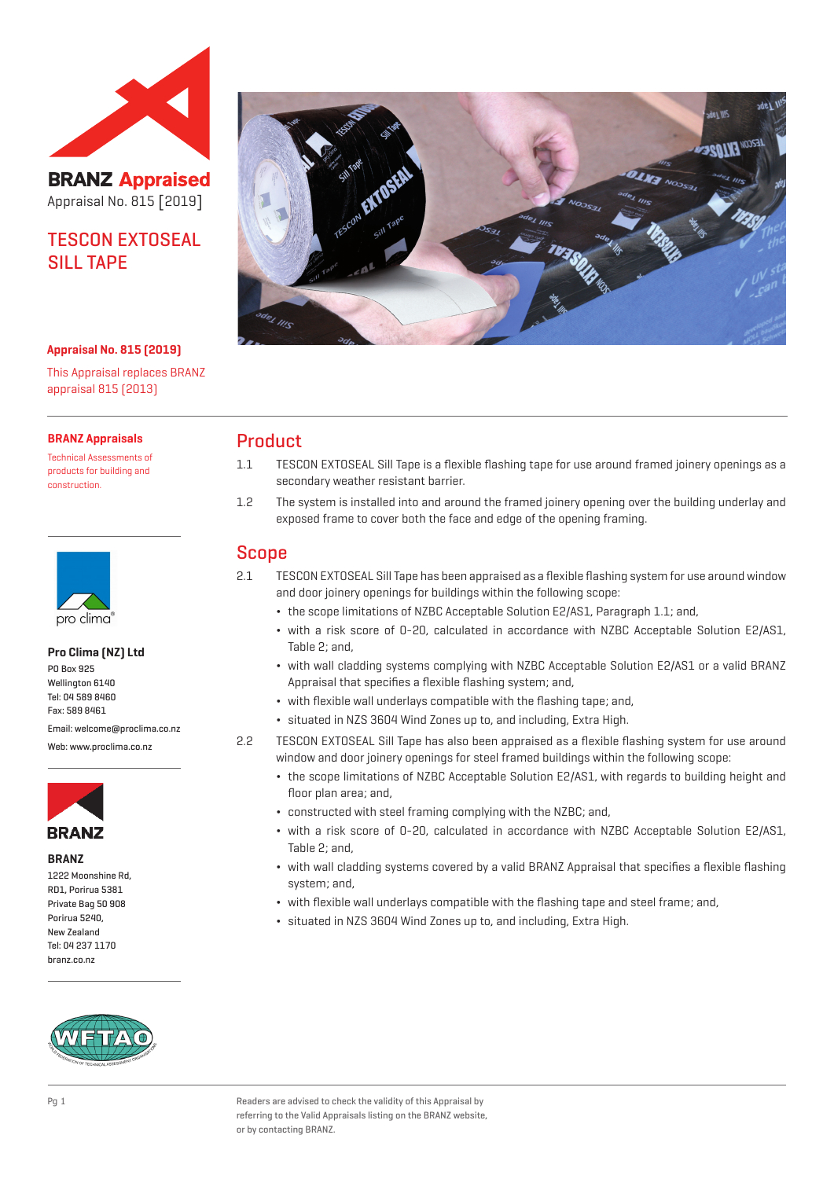**BRANZ Appraised**
Appraisal No. 815 [2019]

# TESCON EXTOSEAL SILL TAPE

**Appraisal No. 815 (2019)**

This Appraisal replaces BRANZ appraisal 815 (2013)

**BRANZ Appraisals**

Technical Assessments of products for building and construction.

**Pro Clima (NZ) Ltd**
PO Box 925
Wellington 6140
Tel: 04 589 8460
Fax: 589 8461
Email: welcome@proclima.co.nz
Web: www.proclima.co.nz

**BRANZ**
1222 Moonshine Rd,
RD1, Porirua 5381
Private Bag 50 908
Porirua 5240,
New Zealand
Tel: 04 237 1170
branz.co.nz

## Product

1.1 TESCON EXTOSEAL Sill Tape is a flexible flashing tape for use around framed joinery openings as a secondary weather resistant barrier.

1.2 The system is installed into and around the framed joinery opening over the building underlay and exposed frame to cover both the face and edge of the opening framing.

## Scope

2.1 TESCON EXTOSEAL Sill Tape has been appraised as a flexible flashing system for use around window and door joinery openings for buildings within the following scope:

- the scope limitations of NZBC Acceptable Solution E2/AS1, Paragraph 1.1; and,
- with a risk score of 0-20, calculated in accordance with NZBC Acceptable Solution E2/AS1, Table 2; and,
- with wall cladding systems complying with NZBC Acceptable Solution E2/AS1 or a valid BRANZ Appraisal that specifies a flexible flashing system; and,
- with flexible wall underlays compatible with the flashing tape; and,
- situated in NZS 3604 Wind Zones up to, and including, Extra High.

2.2 TESCON EXTOSEAL Sill Tape has also been appraised as a flexible flashing system for use around window and door joinery openings for steel framed buildings within the following scope:

- the scope limitations of NZBC Acceptable Solution E2/AS1, with regards to building height and floor plan area; and,
- constructed with steel framing complying with the NZBC; and,
- with a risk score of 0-20, calculated in accordance with NZBC Acceptable Solution E2/AS1, Table 2; and,
- with wall cladding systems covered by a valid BRANZ Appraisal that specifies a flexible flashing system; and,
- with flexible wall underlays compatible with the flashing tape and steel frame; and,
- situated in NZS 3604 Wind Zones up to, and including, Extra High.

Readers are advised to check the validity of this Appraisal by referring to the Valid Appraisals listing on the BRANZ website, or by contacting BRANZ.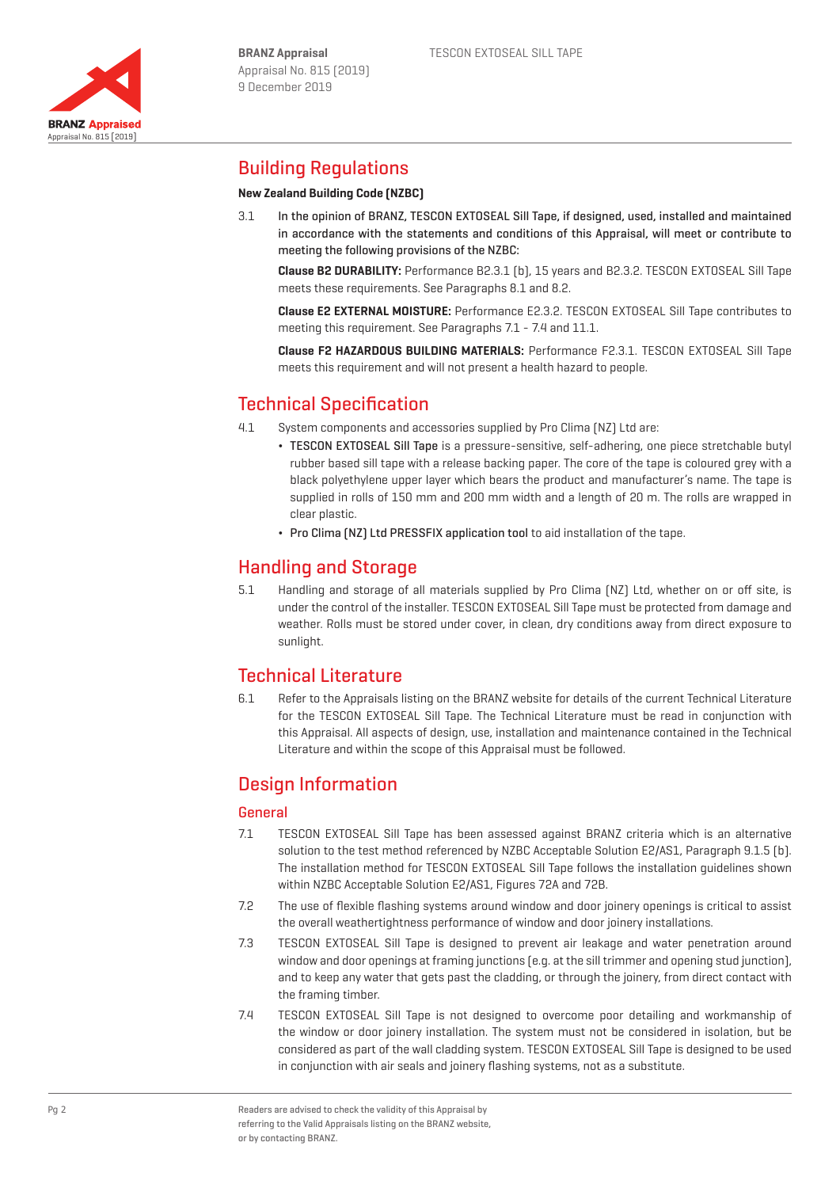## Building Regulations

**New Zealand Building Code (NZBC)**

3.1 In the opinion of BRANZ, TESCON EXTOSEAL Sill Tape, if designed, used, installed and maintained in accordance with the statements and conditions of this Appraisal, will meet or contribute to meeting the following provisions of the NZBC:

**Clause B2 DURABILITY:** Performance B2.3.1 (b), 15 years and B2.3.2. TESCON EXTOSEAL Sill Tape meets these requirements. See Paragraphs 8.1 and 8.2.

**Clause E2 EXTERNAL MOISTURE:** Performance E2.3.2. TESCON EXTOSEAL Sill Tape contributes to meeting this requirement. See Paragraphs 7.1 - 7.4 and 11.1.

**Clause F2 HAZARDOUS BUILDING MATERIALS:** Performance F2.3.1. TESCON EXTOSEAL Sill Tape meets this requirement and will not present a health hazard to people.

## Technical Specification

4.1 System components and accessories supplied by Pro Clima (NZ) Ltd are:

- TESCON EXTOSEAL Sill Tape is a pressure-sensitive, self-adhering, one piece stretchable butyl rubber based sill tape with a release backing paper. The core of the tape is coloured grey with a black polyethylene upper layer which bears the product and manufacturer's name. The tape is supplied in rolls of 150 mm and 200 mm width and a length of 20 m. The rolls are wrapped in clear plastic.
- Pro Clima (NZ) Ltd PRESSFIX application tool to aid installation of the tape.

## Handling and Storage

5.1 Handling and storage of all materials supplied by Pro Clima (NZ) Ltd, whether on or off site, is under the control of the installer. TESCON EXTOSEAL Sill Tape must be protected from damage and weather. Rolls must be stored under cover, in clean, dry conditions away from direct exposure to sunlight.

## Technical Literature

6.1 Refer to the Appraisals listing on the BRANZ website for details of the current Technical Literature for the TESCON EXTOSEAL Sill Tape. The Technical Literature must be read in conjunction with this Appraisal. All aspects of design, use, installation and maintenance contained in the Technical Literature and within the scope of this Appraisal must be followed.

## Design Information

### General

7.1 TESCON EXTOSEAL Sill Tape has been assessed against BRANZ criteria which is an alternative solution to the test method referenced by NZBC Acceptable Solution E2/AS1, Paragraph 9.1.5 (b). The installation method for TESCON EXTOSEAL Sill Tape follows the installation guidelines shown within NZBC Acceptable Solution E2/AS1, Figures 72A and 72B.

7.2 The use of flexible flashing systems around window and door joinery openings is critical to assist the overall weathertightness performance of window and door joinery installations.

7.3 TESCON EXTOSEAL Sill Tape is designed to prevent air leakage and water penetration around window and door openings at framing junctions (e.g. at the sill trimmer and opening stud junction), and to keep any water that gets past the cladding, or through the joinery, from direct contact with the framing timber.

7.4 TESCON EXTOSEAL Sill Tape is not designed to overcome poor detailing and workmanship of the window or door joinery installation. The system must not be considered in isolation, but be considered as part of the wall cladding system. TESCON EXTOSEAL Sill Tape is designed to be used in conjunction with air seals and joinery flashing systems, not as a substitute.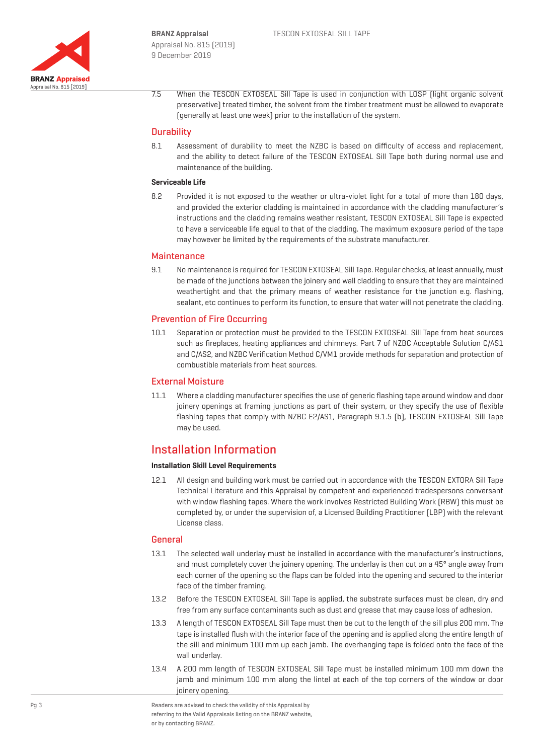7.5 When the TESCON EXTOSEAL Sill Tape is used in conjunction with LOSP (light organic solvent preservative) treated timber, the solvent from the timber treatment must be allowed to evaporate (generally at least one week) prior to the installation of the system.

## Durability

8.1 Assessment of durability to meet the NZBC is based on difficulty of access and replacement, and the ability to detect failure of the TESCON EXTOSEAL Sill Tape both during normal use and maintenance of the building.

**Serviceable Life**

8.2 Provided it is not exposed to the weather or ultra-violet light for a total of more than 180 days, and provided the exterior cladding is maintained in accordance with the cladding manufacturer's instructions and the cladding remains weather resistant, TESCON EXTOSEAL Sill Tape is expected to have a serviceable life equal to that of the cladding. The maximum exposure period of the tape may however be limited by the requirements of the substrate manufacturer.

## Maintenance

9.1 No maintenance is required for TESCON EXTOSEAL Sill Tape. Regular checks, at least annually, must be made of the junctions between the joinery and wall cladding to ensure that they are maintained weathertight and that the primary means of weather resistance for the junction e.g. flashing, sealant, etc continues to perform its function, to ensure that water will not penetrate the cladding.

## Prevention of Fire Occurring

10.1 Separation or protection must be provided to the TESCON EXTOSEAL Sill Tape from heat sources such as fireplaces, heating appliances and chimneys. Part 7 of NZBC Acceptable Solution C/AS1 and C/AS2, and NZBC Verification Method C/VM1 provide methods for separation and protection of combustible materials from heat sources.

## External Moisture

11.1 Where a cladding manufacturer specifies the use of generic flashing tape around window and door joinery openings at framing junctions as part of their system, or they specify the use of flexible flashing tapes that comply with NZBC E2/AS1, Paragraph 9.1.5 (b), TESCON EXTOSEAL Sill Tape may be used.

# Installation Information

**Installation Skill Level Requirements**

12.1 All design and building work must be carried out in accordance with the TESCON EXTORA Sill Tape Technical Literature and this Appraisal by competent and experienced tradespersons conversant with window flashing tapes. Where the work involves Restricted Building Work (RBW) this must be completed by, or under the supervision of, a Licensed Building Practitioner (LBP) with the relevant License class.

## General

13.1 The selected wall underlay must be installed in accordance with the manufacturer's instructions, and must completely cover the joinery opening. The underlay is then cut on a 45° angle away from each corner of the opening so the flaps can be folded into the opening and secured to the interior face of the timber framing.

13.2 Before the TESCON EXTOSEAL Sill Tape is applied, the substrate surfaces must be clean, dry and free from any surface contaminants such as dust and grease that may cause loss of adhesion.

13.3 A length of TESCON EXTOSEAL Sill Tape must then be cut to the length of the sill plus 200 mm. The tape is installed flush with the interior face of the opening and is applied along the entire length of the sill and minimum 100 mm up each jamb. The overhanging tape is folded onto the face of the wall underlay.

13.4 A 200 mm length of TESCON EXTOSEAL Sill Tape must be installed minimum 100 mm down the jamb and minimum 100 mm along the lintel at each of the top corners of the window or door joinery opening.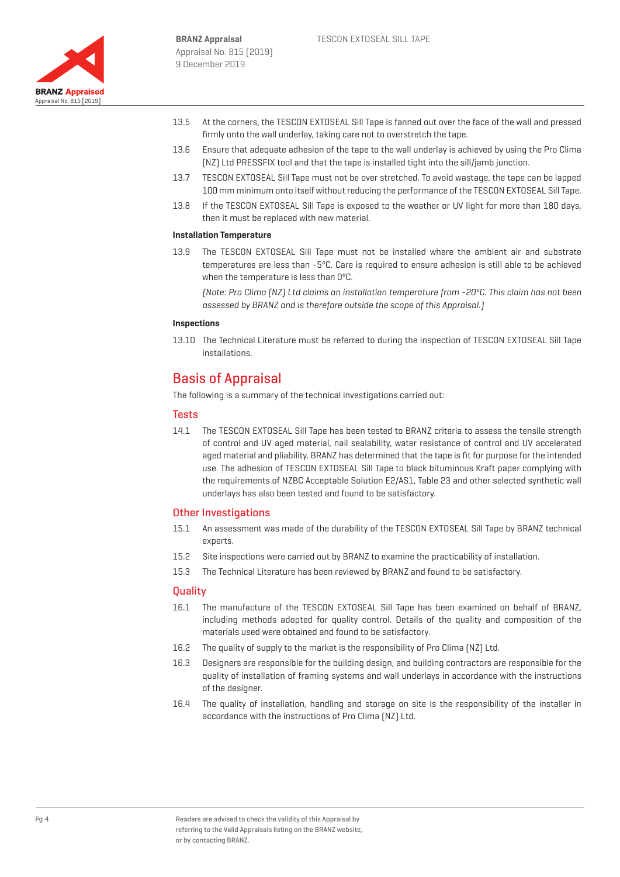13.5 At the corners, the TESCON EXTOSEAL Sill Tape is fanned out over the face of the wall and pressed firmly onto the wall underlay, taking care not to overstretch the tape.

13.6 Ensure that adequate adhesion of the tape to the wall underlay is achieved by using the Pro Clima (NZ) Ltd PRESSFIX tool and that the tape is installed tight into the sill/jamb junction.

13.7 TESCON EXTOSEAL Sill Tape must not be over stretched. To avoid wastage, the tape can be lapped 100 mm minimum onto itself without reducing the performance of the TESCON EXTOSEAL Sill Tape.

13.8 If the TESCON EXTOSEAL Sill Tape is exposed to the weather or UV light for more than 180 days, then it must be replaced with new material.

**Installation Temperature**

13.9 The TESCON EXTOSEAL Sill Tape must not be installed where the ambient air and substrate temperatures are less than -5°C. Care is required to ensure adhesion is still able to be achieved when the temperature is less than 0°C.

*(Note: Pro Clima (NZ) Ltd claims an installation temperature from -20°C. This claim has not been assessed by BRANZ and is therefore outside the scope of this Appraisal.)*

**Inspections**

13.10 The Technical Literature must be referred to during the inspection of TESCON EXTOSEAL Sill Tape installations.

## Basis of Appraisal

The following is a summary of the technical investigations carried out:

### Tests

14.1 The TESCON EXTOSEAL Sill Tape has been tested to BRANZ criteria to assess the tensile strength of control and UV aged material, nail sealability, water resistance of control and UV accelerated aged material and pliability. BRANZ has determined that the tape is fit for purpose for the intended use. The adhesion of TESCON EXTOSEAL Sill Tape to black bituminous Kraft paper complying with the requirements of NZBC Acceptable Solution E2/AS1, Table 23 and other selected synthetic wall underlays has also been tested and found to be satisfactory.

### Other Investigations

15.1 An assessment was made of the durability of the TESCON EXTOSEAL Sill Tape by BRANZ technical experts.

15.2 Site inspections were carried out by BRANZ to examine the practicability of installation.

15.3 The Technical Literature has been reviewed by BRANZ and found to be satisfactory.

### Quality

16.1 The manufacture of the TESCON EXTOSEAL Sill Tape has been examined on behalf of BRANZ, including methods adopted for quality control. Details of the quality and composition of the materials used were obtained and found to be satisfactory.

16.2 The quality of supply to the market is the responsibility of Pro Clima (NZ) Ltd.

16.3 Designers are responsible for the building design, and building contractors are responsible for the quality of installation of framing systems and wall underlays in accordance with the instructions of the designer.

16.4 The quality of installation, handling and storage on site is the responsibility of the installer in accordance with the instructions of Pro Clima (NZ) Ltd.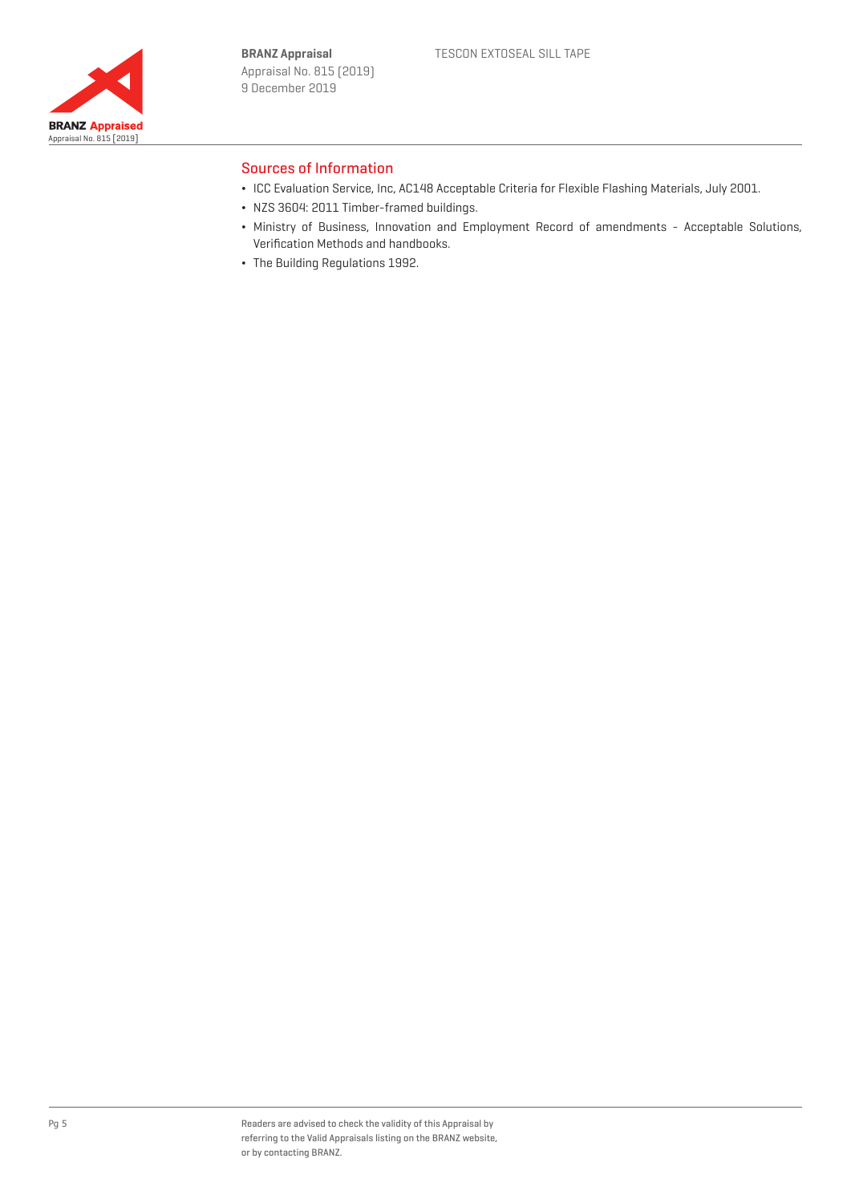## Sources of Information

- ICC Evaluation Service, Inc, AC148 Acceptable Criteria for Flexible Flashing Materials, July 2001.
- NZS 3604: 2011 Timber-framed buildings.
- Ministry of Business, Innovation and Employment Record of amendments - Acceptable Solutions, Verification Methods and handbooks.
- The Building Regulations 1992.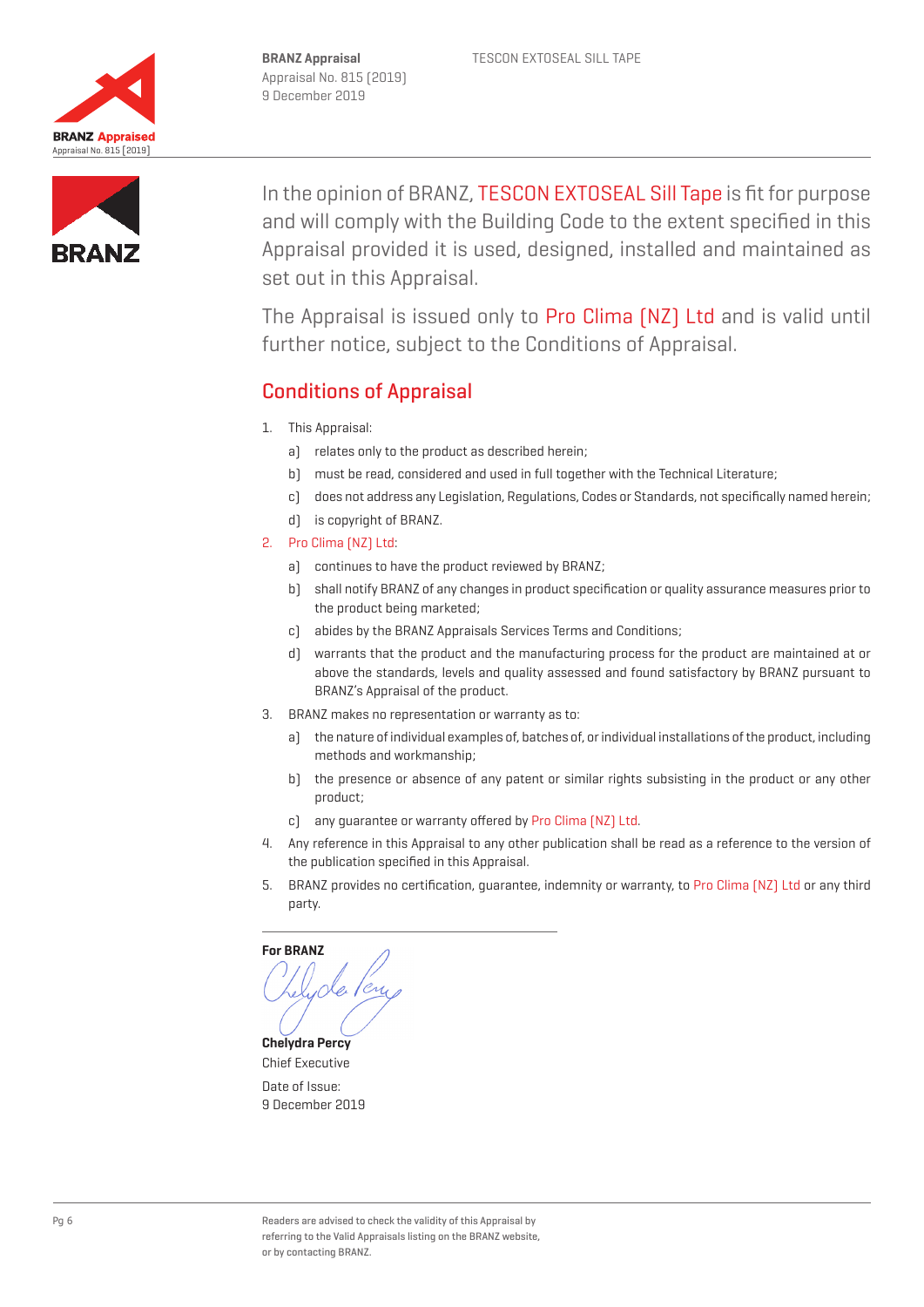In the opinion of BRANZ, TESCON EXTOSEAL Sill Tape is fit for purpose and will comply with the Building Code to the extent specified in this Appraisal provided it is used, designed, installed and maintained as set out in this Appraisal.

The Appraisal is issued only to Pro Clima (NZ) Ltd and is valid until further notice, subject to the Conditions of Appraisal.

## Conditions of Appraisal

1. This Appraisal:
   a) relates only to the product as described herein;
   b) must be read, considered and used in full together with the Technical Literature;
   c) does not address any Legislation, Regulations, Codes or Standards, not specifically named herein;
   d) is copyright of BRANZ.
2. Pro Clima (NZ) Ltd:
   a) continues to have the product reviewed by BRANZ;
   b) shall notify BRANZ of any changes in product specification or quality assurance measures prior to the product being marketed;
   c) abides by the BRANZ Appraisals Services Terms and Conditions;
   d) warrants that the product and the manufacturing process for the product are maintained at or above the standards, levels and quality assessed and found satisfactory by BRANZ pursuant to BRANZ's Appraisal of the product.
3. BRANZ makes no representation or warranty as to:
   a) the nature of individual examples of, batches of, or individual installations of the product, including methods and workmanship;
   b) the presence or absence of any patent or similar rights subsisting in the product or any other product;
   c) any guarantee or warranty offered by Pro Clima (NZ) Ltd.
4. Any reference in this Appraisal to any other publication shall be read as a reference to the version of the publication specified in this Appraisal.
5. BRANZ provides no certification, guarantee, indemnity or warranty, to Pro Clima (NZ) Ltd or any third party.

**For BRANZ**

**Chelydra Percy**
Chief Executive

Date of Issue:
9 December 2019

Readers are advised to check the validity of this Appraisal by referring to the Valid Appraisals listing on the BRANZ website, or by contacting BRANZ.